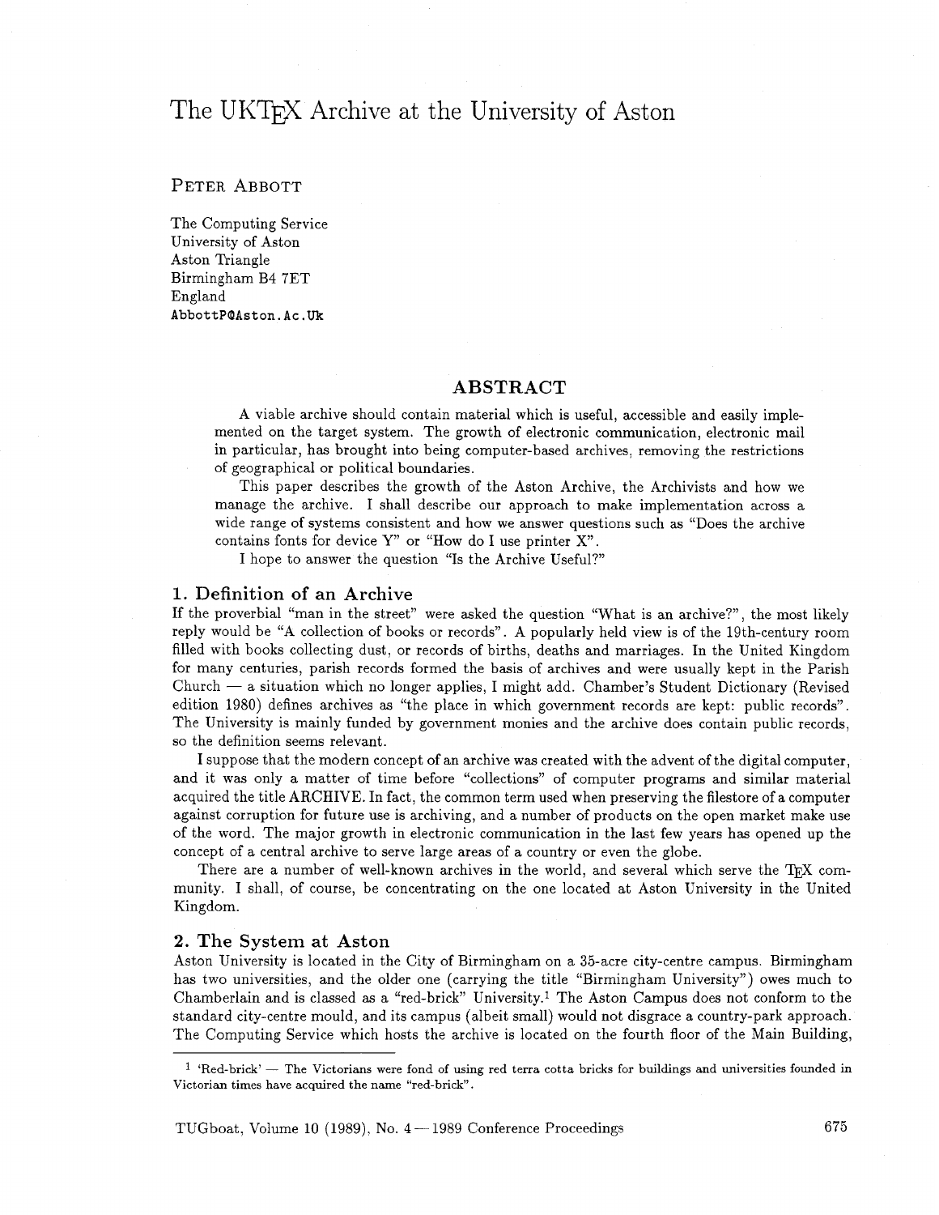# The UKTEX Archive at the University of Aston

PETER ABBOTT

The Computing Service
University of Aston
Aston Triangle
Birmingham B4 7ET
England
AbbottP@Aston.Ac.Uk

## ABSTRACT

A viable archive should contain material which is useful, accessible and easily implemented on the target system. The growth of electronic communication, electronic mail in particular, has brought into being computer-based archives, removing the restrictions of geographical or political boundaries.

This paper describes the growth of the Aston Archive, the Archivists and how we manage the archive. I shall describe our approach to make implementation across a wide range of systems consistent and how we answer questions such as "Does the archive contains fonts for device Y" or "How do I use printer X".

I hope to answer the question "Is the Archive Useful?"

## 1. Definition of an Archive

If the proverbial "man in the street" were asked the question "What is an archive?", the most likely reply would be "A collection of books or records". A popularly held view is of the 19th-century room filled with books collecting dust, or records of births, deaths and marriages. In the United Kingdom for many centuries, parish records formed the basis of archives and were usually kept in the Parish Church — a situation which no longer applies, I might add. Chamber's Student Dictionary (Revised edition 1980) defines archives as "the place in which government records are kept: public records". The University is mainly funded by government monies and the archive does contain public records, so the definition seems relevant.

I suppose that the modern concept of an archive was created with the advent of the digital computer, and it was only a matter of time before "collections" of computer programs and similar material acquired the title ARCHIVE. In fact, the common term used when preserving the filestore of a computer against corruption for future use is archiving, and a number of products on the open market make use of the word. The major growth in electronic communication in the last few years has opened up the concept of a central archive to serve large areas of a country or even the globe.

There are a number of well-known archives in the world, and several which serve the TEX community. I shall, of course, be concentrating on the one located at Aston University in the United Kingdom.

## 2. The System at Aston

Aston University is located in the City of Birmingham on a 35-acre city-centre campus. Birmingham has two universities, and the older one (carrying the title "Birmingham University") owes much to Chamberlain and is classed as a "red-brick" University.[1] The Aston Campus does not conform to the standard city-centre mould, and its campus (albeit small) would not disgrace a country-park approach. The Computing Service which hosts the archive is located on the fourth floor of the Main Building,

[1] 'Red-brick' — The Victorians were fond of using red terra cotta bricks for buildings and universities founded in Victorian times have acquired the name "red-brick".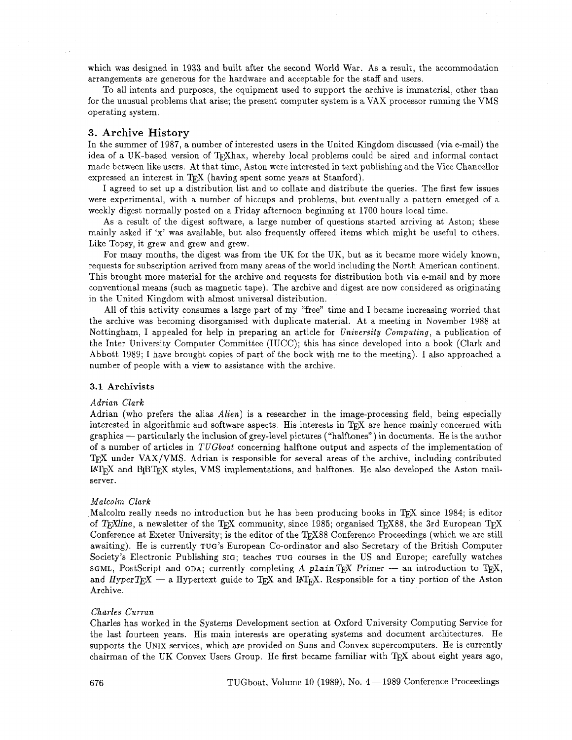which was designed in 1933 and built after the second World War. As a result, the accommodation arrangements are generous for the hardware and acceptable for the staff and users.

To all intents and purposes, the equipment used to support the archive is immaterial, other than for the unusual problems that arise; the present computer system is a VAX processor running the VMS operating system.

## 3. Archive History

In the summer of 1987, a number of interested users in the United Kingdom discussed (via e-mail) the idea of a UK-based version of TeXhax, whereby local problems could be aired and informal contact made between like users. At that time, Aston were interested in text publishing and the Vice Chancellor expressed an interest in TeX (having spent some years at Stanford).

I agreed to set up a distribution list and to collate and distribute the queries. The first few issues were experimental, with a number of hiccups and problems, but eventually a pattern emerged of a weekly digest normally posted on a Friday afternoon beginning at 1700 hours local time.

As a result of the digest software, a large number of questions started arriving at Aston; these mainly asked if 'x' was available, but also frequently offered items which might be useful to others. Like Topsy, it grew and grew and grew.

For many months, the digest was from the UK for the UK, but as it became more widely known, requests for subscription arrived from many areas of the world including the North American continent. This brought more material for the archive and requests for distribution both via e-mail and by more conventional means (such as magnetic tape). The archive and digest are now considered as originating in the United Kingdom with almost universal distribution.

All of this activity consumes a large part of my "free" time and I became increasing worried that the archive was becoming disorganised with duplicate material. At a meeting in November 1988 at Nottingham, I appealed for help in preparing an article for *University Computing*, a publication of the Inter University Computer Committee (IUCC); this has since developed into a book (Clark and Abbott 1989; I have brought copies of part of the book with me to the meeting). I also approached a number of people with a view to assistance with the archive.

### 3.1 Archivists

*Adrian Clark*

Adrian (who prefers the alias *Alien*) is a researcher in the image-processing field, being especially interested in algorithmic and software aspects. His interests in TeX are hence mainly concerned with graphics — particularly the inclusion of grey-level pictures ("halftones") in documents. He is the author of a number of articles in *TUGboat* concerning halftone output and aspects of the implementation of TeX under VAX/VMS. Adrian is responsible for several areas of the archive, including contributed LaTeX and BibTeX styles, VMS implementations, and halftones. He also developed the Aston mail-server.

*Malcolm Clark*

Malcolm really needs no introduction but he has been producing books in TeX since 1984; is editor of *TeXline*, a newsletter of the TeX community, since 1985; organised TeX88, the 3rd European TeX Conference at Exeter University; is the editor of the TeX88 Conference Proceedings (which we are still awaiting). He is currently TUG's European Co-ordinator and also Secretary of the British Computer Society's Electronic Publishing SIG; teaches TUG courses in the US and Europe; carefully watches SGML, PostScript and ODA; currently completing *A plain TeX Primer* — an introduction to TeX, and *HyperTeX* — a Hypertext guide to TeX and LaTeX. Responsible for a tiny portion of the Aston Archive.

*Charles Curran*

Charles has worked in the Systems Development section at Oxford University Computing Service for the last fourteen years. His main interests are operating systems and document architectures. He supports the UNIX services, which are provided on Suns and Convex supercomputers. He is currently chairman of the UK Convex Users Group. He first became familiar with TeX about eight years ago,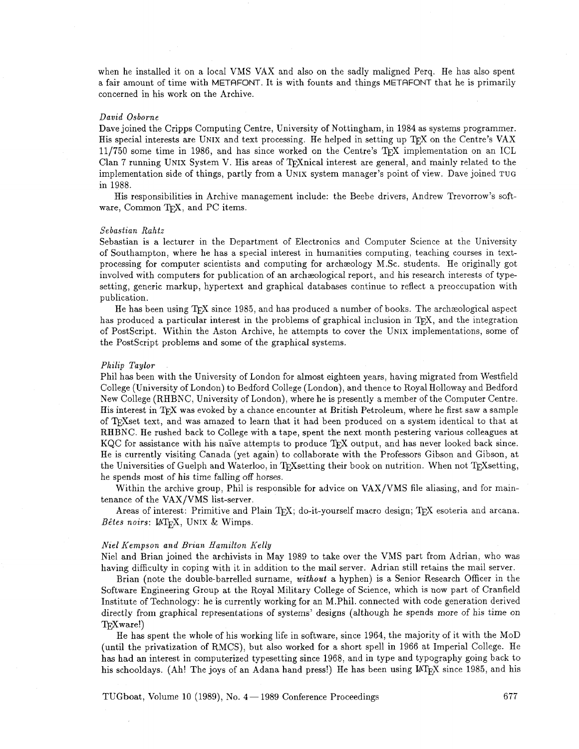when he installed it on a local VMS VAX and also on the sadly maligned Perq. He has also spent a fair amount of time with METAFONT. It is with founts and things METAFONT that he is primarily concerned in his work on the Archive.

*David Osborne*

Dave joined the Cripps Computing Centre, University of Nottingham, in 1984 as systems programmer. His special interests are UNIX and text processing. He helped in setting up TEX on the Centre's VAX 11/750 some time in 1986, and has since worked on the Centre's TEX implementation on an ICL Clan 7 running UNIX System V. His areas of TEXnical interest are general, and mainly related to the implementation side of things, partly from a UNIX system manager's point of view. Dave joined TUG in 1988.

His responsibilities in Archive management include: the Beebe drivers, Andrew Trevorrow's software, Common TEX, and PC items.

*Sebastian Rahtz*

Sebastian is a lecturer in the Department of Electronics and Computer Science at the University of Southampton, where he has a special interest in humanities computing, teaching courses in text-processing for computer scientists and computing for archæology M.Sc. students. He originally got involved with computers for publication of an archæological report, and his research interests of typesetting, generic markup, hypertext and graphical databases continue to reflect a preoccupation with publication.

He has been using TEX since 1985, and has produced a number of books. The archæological aspect has produced a particular interest in the problems of graphical inclusion in TEX, and the integration of PostScript. Within the Aston Archive, he attempts to cover the UNIX implementations, some of the PostScript problems and some of the graphical systems.

*Philip Taylor*

Phil has been with the University of London for almost eighteen years, having migrated from Westfield College (University of London) to Bedford College (London), and thence to Royal Holloway and Bedford New College (RHBNC, University of London), where he is presently a member of the Computer Centre. His interest in TEX was evoked by a chance encounter at British Petroleum, where he first saw a sample of TEXset text, and was amazed to learn that it had been produced on a system identical to that at RHBNC. He rushed back to College with a tape, spent the next month pestering various colleagues at KQC for assistance with his naïve attempts to produce TEX output, and has never looked back since. He is currently visiting Canada (yet again) to collaborate with the Professors Gibson and Gibson, at the Universities of Guelph and Waterloo, in TEXsetting their book on nutrition. When not TEXsetting, he spends most of his time falling off horses.

Within the archive group, Phil is responsible for advice on VAX/VMS file aliasing, and for maintenance of the VAX/VMS list-server.

Areas of interest: Primitive and Plain TEX; do-it-yourself macro design; TEX esoteria and arcana. *Bêtes noirs*: LATEX, UNIX & Wimps.

*Niel Kempson and Brian Hamilton Kelly*

Niel and Brian joined the archivists in May 1989 to take over the VMS part from Adrian, who was having difficulty in coping with it in addition to the mail server. Adrian still retains the mail server.

Brian (note the double-barrelled surname, *without* a hyphen) is a Senior Research Officer in the Software Engineering Group at the Royal Military College of Science, which is now part of Cranfield Institute of Technology: he is currently working for an M.Phil. connected with code generation derived directly from graphical representations of systems' designs (although he spends more of his time on TEXware!)

He has spent the whole of his working life in software, since 1964, the majority of it with the MoD (until the privatization of RMCS), but also worked for a short spell in 1966 at Imperial College. He has had an interest in computerized typesetting since 1968, and in type and typography going back to his schooldays. (Ah! The joys of an Adana hand press!) He has been using LATEX since 1985, and his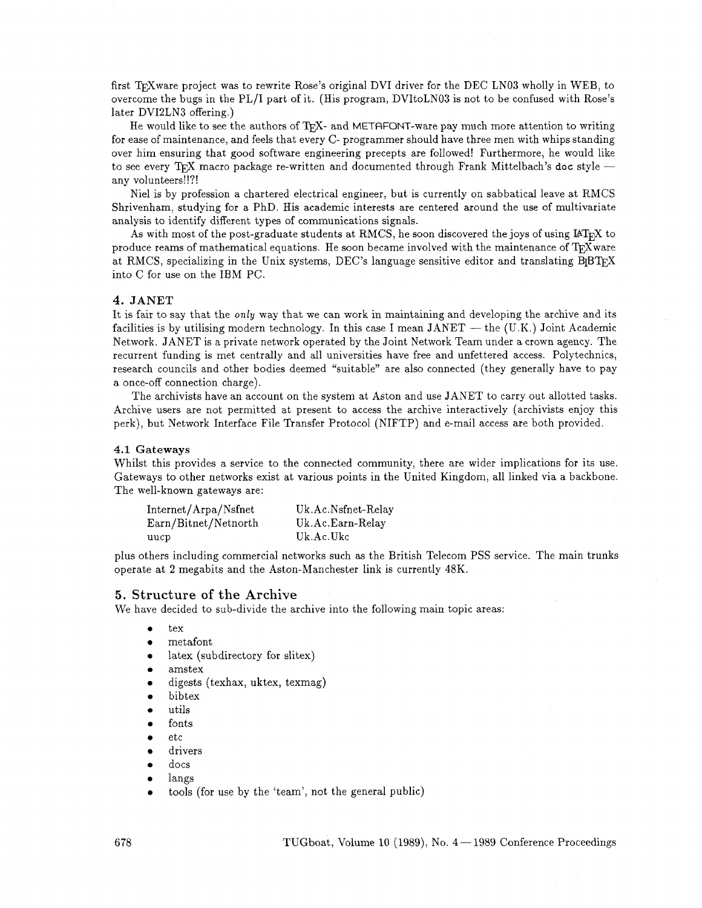first TeXware project was to rewrite Rose's original DVI driver for the DEC LN03 wholly in WEB, to overcome the bugs in the PL/I part of it. (His program, DVItoLN03 is not to be confused with Rose's later DVI2LN3 offering.)

He would like to see the authors of TeX- and METAFONT-ware pay much more attention to writing for ease of maintenance, and feels that every C- programmer should have three men with whips standing over him ensuring that good software engineering precepts are followed! Furthermore, he would like to see every TeX macro package re-written and documented through Frank Mittelbach's doc style — any volunteers!!?!

Niel is by profession a chartered electrical engineer, but is currently on sabbatical leave at RMCS Shrivenham, studying for a PhD. His academic interests are centered around the use of multivariate analysis to identify different types of communications signals.

As with most of the post-graduate students at RMCS, he soon discovered the joys of using LaTeX to produce reams of mathematical equations. He soon became involved with the maintenance of TeXware at RMCS, specializing in the Unix systems, DEC's language sensitive editor and translating BibTeX into C for use on the IBM PC.

## 4. JANET

It is fair to say that the *only* way that we can work in maintaining and developing the archive and its facilities is by utilising modern technology. In this case I mean JANET — the (U.K.) Joint Academic Network. JANET is a private network operated by the Joint Network Team under a crown agency. The recurrent funding is met centrally and all universities have free and unfettered access. Polytechnics, research councils and other bodies deemed "suitable" are also connected (they generally have to pay a once-off connection charge).

The archivists have an account on the system at Aston and use JANET to carry out allotted tasks. Archive users are not permitted at present to access the archive interactively (archivists enjoy this perk), but Network Interface File Transfer Protocol (NIFTP) and e-mail access are both provided.

### 4.1 Gateways

Whilst this provides a service to the connected community, there are wider implications for its use. Gateways to other networks exist at various points in the United Kingdom, all linked via a backbone. The well-known gateways are:

| | |
|---|---|
| Internet/Arpa/Nsfnet | Uk.Ac.Nsfnet-Relay |
| Earn/Bitnet/Netnorth | Uk.Ac.Earn-Relay |
| uucp | Uk.Ac.Ukc |

plus others including commercial networks such as the British Telecom PSS service. The main trunks operate at 2 megabits and the Aston-Manchester link is currently 48K.

## 5. Structure of the Archive

We have decided to sub-divide the archive into the following main topic areas:

- tex
- metafont
- latex (subdirectory for slitex)
- amstex
- digests (texhax, uktex, texmag)
- bibtex
- utils
- fonts
- etc
- drivers
- docs
- langs
- tools (for use by the 'team', not the general public)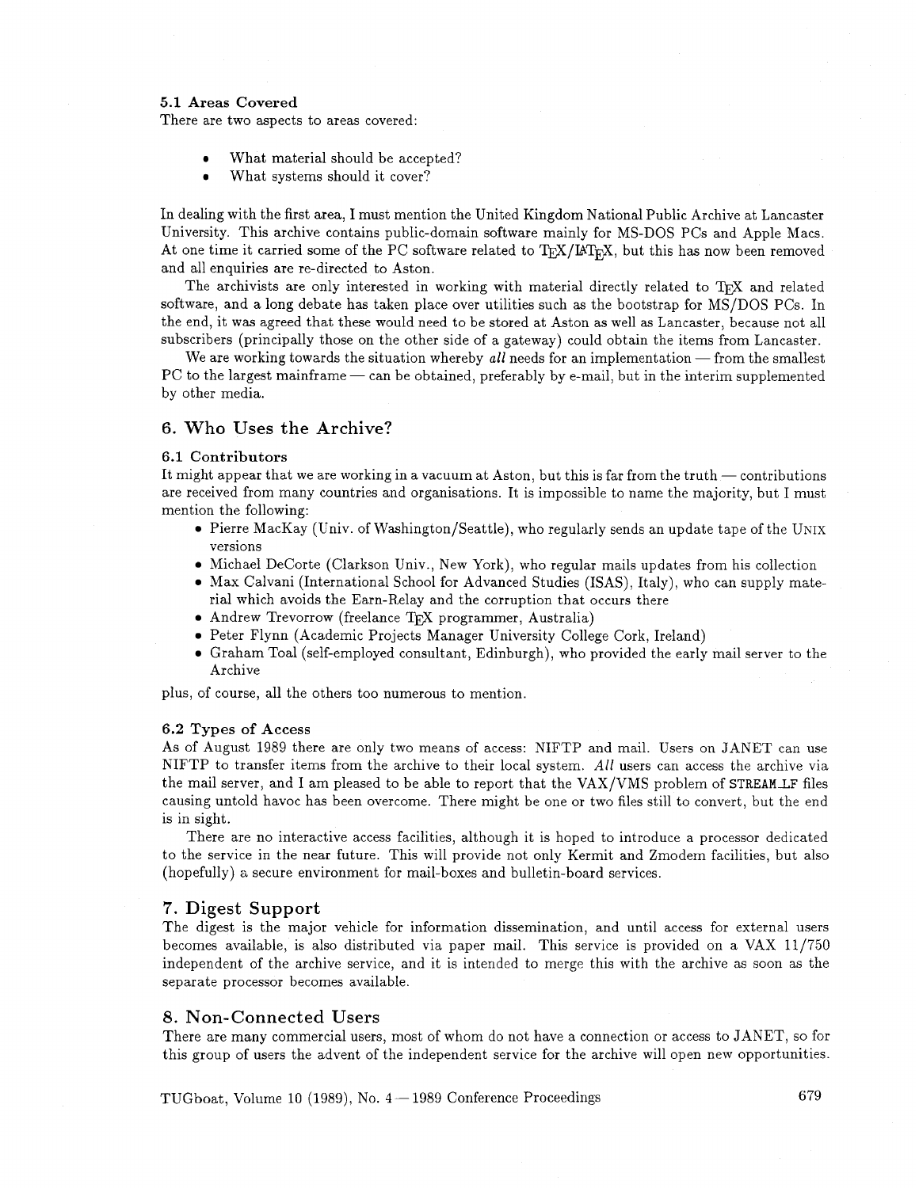### 5.1 Areas Covered

There are two aspects to areas covered:

- What material should be accepted?
- What systems should it cover?

In dealing with the first area, I must mention the United Kingdom National Public Archive at Lancaster University. This archive contains public-domain software mainly for MS-DOS PCs and Apple Macs. At one time it carried some of the PC software related to TeX/LaTeX, but this has now been removed and all enquiries are re-directed to Aston.

The archivists are only interested in working with material directly related to TeX and related software, and a long debate has taken place over utilities such as the bootstrap for MS/DOS PCs. In the end, it was agreed that these would need to be stored at Aston as well as Lancaster, because not all subscribers (principally those on the other side of a gateway) could obtain the items from Lancaster.

We are working towards the situation whereby *all* needs for an implementation — from the smallest PC to the largest mainframe — can be obtained, preferably by e-mail, but in the interim supplemented by other media.

## 6. Who Uses the Archive?

### 6.1 Contributors

It might appear that we are working in a vacuum at Aston, but this is far from the truth — contributions are received from many countries and organisations. It is impossible to name the majority, but I must mention the following:

- Pierre MacKay (Univ. of Washington/Seattle), who regularly sends an update tape of the UNIX versions
- Michael DeCorte (Clarkson Univ., New York), who regular mails updates from his collection
- Max Calvani (International School for Advanced Studies (ISAS), Italy), who can supply material which avoids the Earn-Relay and the corruption that occurs there
- Andrew Trevorrow (freelance TeX programmer, Australia)
- Peter Flynn (Academic Projects Manager University College Cork, Ireland)
- Graham Toal (self-employed consultant, Edinburgh), who provided the early mail server to the Archive

plus, of course, all the others too numerous to mention.

### 6.2 Types of Access

As of August 1989 there are only two means of access: NIFTP and mail. Users on JANET can use NIFTP to transfer items from the archive to their local system. *All* users can access the archive via the mail server, and I am pleased to be able to report that the VAX/VMS problem of `STREAM_LF` files causing untold havoc has been overcome. There might be one or two files still to convert, but the end is in sight.

There are no interactive access facilities, although it is hoped to introduce a processor dedicated to the service in the near future. This will provide not only Kermit and Zmodem facilities, but also (hopefully) a secure environment for mail-boxes and bulletin-board services.

## 7. Digest Support

The digest is the major vehicle for information dissemination, and until access for external users becomes available, is also distributed via paper mail. This service is provided on a VAX 11/750 independent of the archive service, and it is intended to merge this with the archive as soon as the separate processor becomes available.

## 8. Non-Connected Users

There are many commercial users, most of whom do not have a connection or access to JANET, so for this group of users the advent of the independent service for the archive will open new opportunities.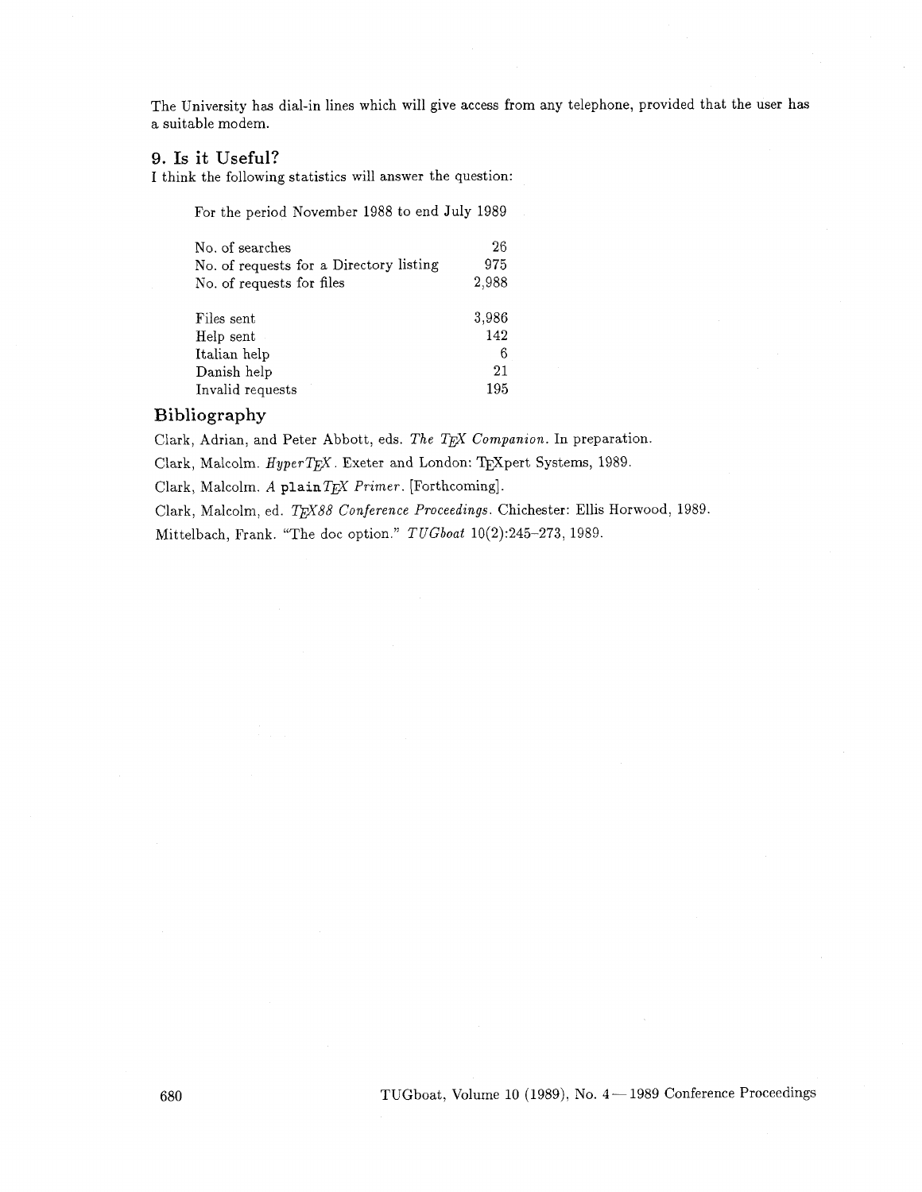The University has dial-in lines which will give access from any telephone, provided that the user has a suitable modem.

## 9. Is it Useful?

I think the following statistics will answer the question:

For the period November 1988 to end July 1989

| | |
|---|---|
| No. of searches | 26 |
| No. of requests for a Directory listing | 975 |
| No. of requests for files | 2,988 |
| | |
| Files sent | 3,986 |
| Help sent | 142 |
| Italian help | 6 |
| Danish help | 21 |
| Invalid requests | 195 |

## Bibliography

Clark, Adrian, and Peter Abbott, eds. *The TEX Companion*. In preparation.

Clark, Malcolm. *HyperTEX*. Exeter and London: TEXpert Systems, 1989.

Clark, Malcolm. *A* **plain** *TEX Primer*. [Forthcoming].

Clark, Malcolm, ed. *TEX88 Conference Proceedings*. Chichester: Ellis Horwood, 1989.

Mittelbach, Frank. "The doc option." *TUGboat* 10(2):245–273, 1989.